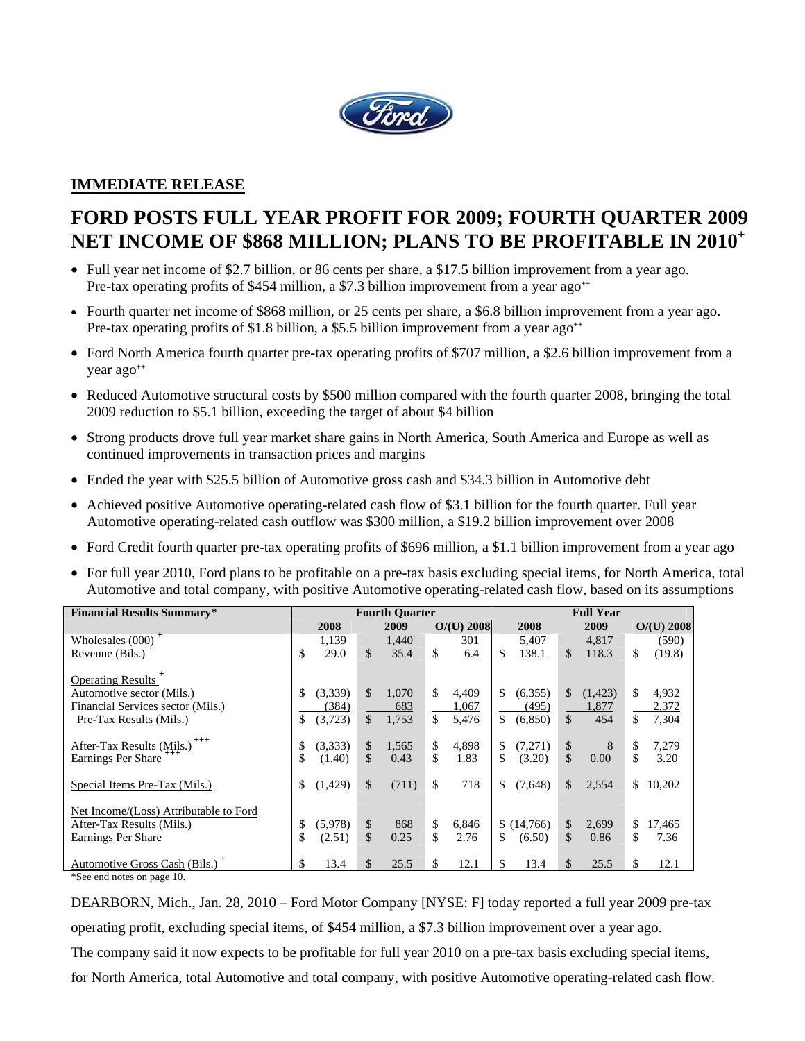**IMMEDIATE RELEASE**

# FORD POSTS FULL YEAR PROFIT FOR 2009; FOURTH QUARTER 2009 NET INCOME OF $868 MILLION; PLANS TO BE PROFITABLE IN 2010+

- Full year net income of $2.7 billion, or 86 cents per share, a $17.5 billion improvement from a year ago. Pre-tax operating profits of $454 million, a $7.3 billion improvement from a year ago++
- Fourth quarter net income of $868 million, or 25 cents per share, a $6.8 billion improvement from a year ago. Pre-tax operating profits of $1.8 billion, a $5.5 billion improvement from a year ago++
- Ford North America fourth quarter pre-tax operating profits of $707 million, a $2.6 billion improvement from a year ago++
- Reduced Automotive structural costs by $500 million compared with the fourth quarter 2008, bringing the total 2009 reduction to $5.1 billion, exceeding the target of about $4 billion
- Strong products drove full year market share gains in North America, South America and Europe as well as continued improvements in transaction prices and margins
- Ended the year with $25.5 billion of Automotive gross cash and $34.3 billion in Automotive debt
- Achieved positive Automotive operating-related cash flow of $3.1 billion for the fourth quarter. Full year Automotive operating-related cash outflow was $300 million, a $19.2 billion improvement over 2008
- Ford Credit fourth quarter pre-tax operating profits of $696 million, a $1.1 billion improvement from a year ago
- For full year 2010, Ford plans to be profitable on a pre-tax basis excluding special items, for North America, total Automotive and total company, with positive Automotive operating-related cash flow, based on its assumptions

| Financial Results Summary* | Fourth Quarter | | | Full Year | | |
|---|---|---|---|---|---|---|
| | 2008 | 2009 | O/(U) 2008 | 2008 | 2009 | O/(U) 2008 |
| Wholesales (000) + | 1,139 | 1,440 | 301 | 5,407 | 4,817 | (590) |
| Revenue (Bils.) + | $ 29.0 | $ 35.4 | $ 6.4 | $ 138.1 | $ 118.3 | $ (19.8) |
| Operating Results + | | | | | | |
| Automotive sector (Mils.) | $ (3,339) | $ 1,070 | $ 4,409 | $ (6,355) | $ (1,423) | $ 4,932 |
| Financial Services sector (Mils.) | (384) | 683 | 1,067 | (495) | 1,877 | 2,372 |
| Pre-Tax Results (Mils.) | $ (3,723) | $ 1,753 | $ 5,476 | $ (6,850) | $ 454 | $ 7,304 |
| After-Tax Results (Mils.) +++ | $ (3,333) | $ 1,565 | $ 4,898 | $ (7,271) | $ 8 | $ 7,279 |
| Earnings Per Share +++ | $ (1.40) | $ 0.43 | $ 1.83 | $ (3.20) | $ 0.00 | $ 3.20 |
| Special Items Pre-Tax (Mils.) | $ (1,429) | $ (711) | $ 718 | $ (7,648) | $ 2,554 | $ 10,202 |
| Net Income/(Loss) Attributable to Ford | | | | | | |
| After-Tax Results (Mils.) | $ (5,978) | $ 868 | $ 6,846 | $ (14,766) | $ 2,699 | $ 17,465 |
| Earnings Per Share | $ (2.51) | $ 0.25 | $ 2.76 | $ (6.50) | $ 0.86 | $ 7.36 |
| Automotive Gross Cash (Bils.) + | $ 13.4 | $ 25.5 | $ 12.1 | $ 13.4 | $ 25.5 | $ 12.1 |

*See end notes on page 10.

DEARBORN, Mich., Jan. 28, 2010 – Ford Motor Company [NYSE: F] today reported a full year 2009 pre-tax operating profit, excluding special items, of $454 million, a $7.3 billion improvement over a year ago. The company said it now expects to be profitable for full year 2010 on a pre-tax basis excluding special items, for North America, total Automotive and total company, with positive Automotive operating-related cash flow.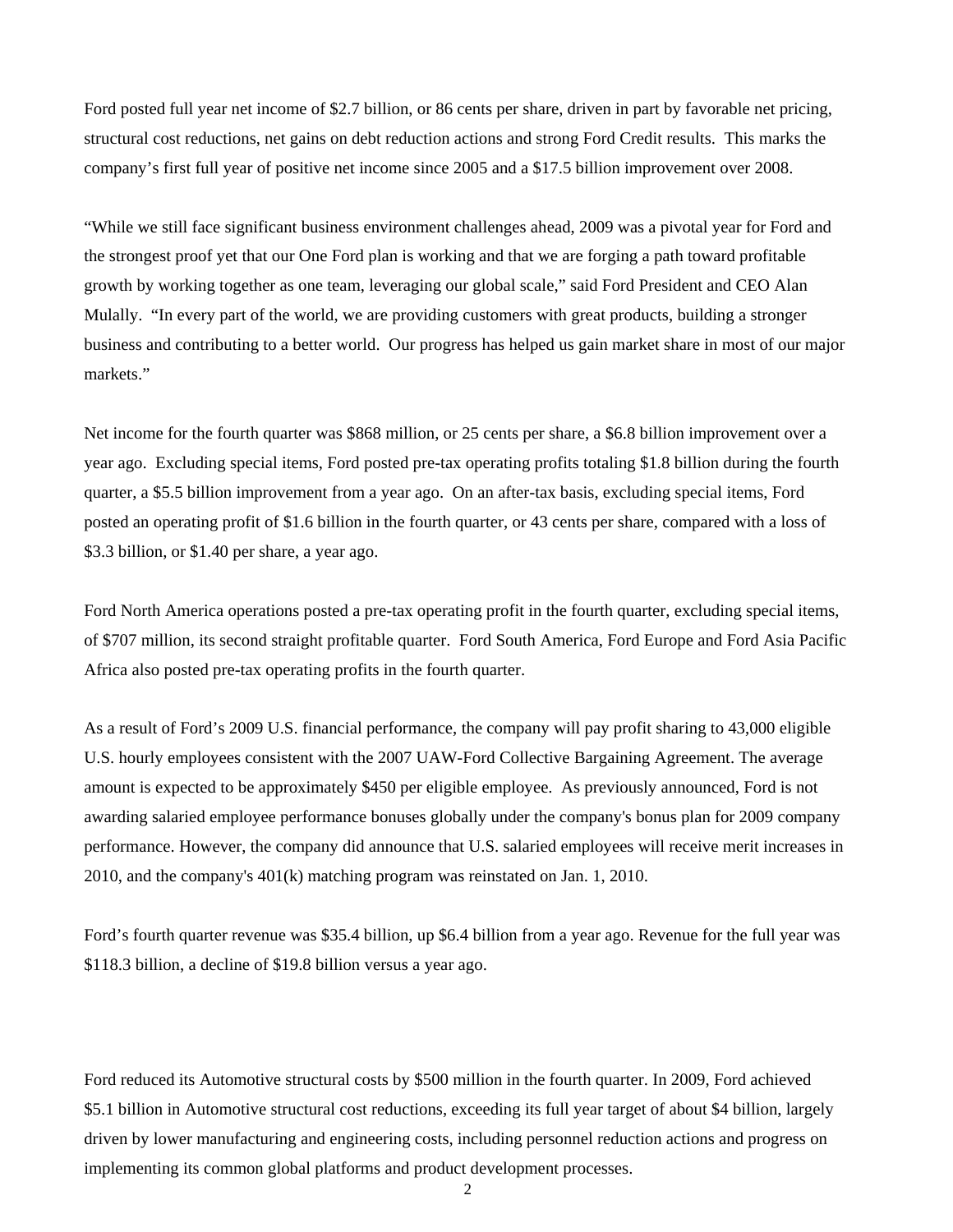Ford posted full year net income of $2.7 billion, or 86 cents per share, driven in part by favorable net pricing, structural cost reductions, net gains on debt reduction actions and strong Ford Credit results. This marks the company's first full year of positive net income since 2005 and a $17.5 billion improvement over 2008.

"While we still face significant business environment challenges ahead, 2009 was a pivotal year for Ford and the strongest proof yet that our One Ford plan is working and that we are forging a path toward profitable growth by working together as one team, leveraging our global scale," said Ford President and CEO Alan Mulally. "In every part of the world, we are providing customers with great products, building a stronger business and contributing to a better world. Our progress has helped us gain market share in most of our major markets."

Net income for the fourth quarter was $868 million, or 25 cents per share, a $6.8 billion improvement over a year ago. Excluding special items, Ford posted pre-tax operating profits totaling $1.8 billion during the fourth quarter, a $5.5 billion improvement from a year ago. On an after-tax basis, excluding special items, Ford posted an operating profit of $1.6 billion in the fourth quarter, or 43 cents per share, compared with a loss of $3.3 billion, or $1.40 per share, a year ago.

Ford North America operations posted a pre-tax operating profit in the fourth quarter, excluding special items, of $707 million, its second straight profitable quarter. Ford South America, Ford Europe and Ford Asia Pacific Africa also posted pre-tax operating profits in the fourth quarter.

As a result of Ford's 2009 U.S. financial performance, the company will pay profit sharing to 43,000 eligible U.S. hourly employees consistent with the 2007 UAW-Ford Collective Bargaining Agreement. The average amount is expected to be approximately $450 per eligible employee. As previously announced, Ford is not awarding salaried employee performance bonuses globally under the company's bonus plan for 2009 company performance. However, the company did announce that U.S. salaried employees will receive merit increases in 2010, and the company's 401(k) matching program was reinstated on Jan. 1, 2010.

Ford's fourth quarter revenue was $35.4 billion, up $6.4 billion from a year ago. Revenue for the full year was $118.3 billion, a decline of $19.8 billion versus a year ago.

Ford reduced its Automotive structural costs by $500 million in the fourth quarter. In 2009, Ford achieved $5.1 billion in Automotive structural cost reductions, exceeding its full year target of about $4 billion, largely driven by lower manufacturing and engineering costs, including personnel reduction actions and progress on implementing its common global platforms and product development processes.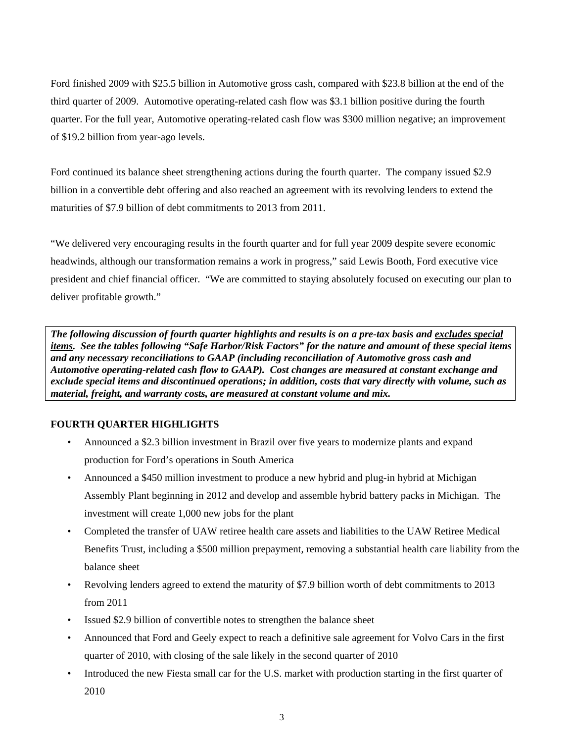Ford finished 2009 with $25.5 billion in Automotive gross cash, compared with $23.8 billion at the end of the third quarter of 2009. Automotive operating-related cash flow was $3.1 billion positive during the fourth quarter. For the full year, Automotive operating-related cash flow was $300 million negative; an improvement of $19.2 billion from year-ago levels.

Ford continued its balance sheet strengthening actions during the fourth quarter. The company issued $2.9 billion in a convertible debt offering and also reached an agreement with its revolving lenders to extend the maturities of $7.9 billion of debt commitments to 2013 from 2011.

"We delivered very encouraging results in the fourth quarter and for full year 2009 despite severe economic headwinds, although our transformation remains a work in progress," said Lewis Booth, Ford executive vice president and chief financial officer. "We are committed to staying absolutely focused on executing our plan to deliver profitable growth."

***The following discussion of fourth quarter highlights and results is on a pre-tax basis and <u>excludes special items</u>. See the tables following "Safe Harbor/Risk Factors" for the nature and amount of these special items and any necessary reconciliations to GAAP (including reconciliation of Automotive gross cash and Automotive operating-related cash flow to GAAP). Cost changes are measured at constant exchange and exclude special items and discontinued operations; in addition, costs that vary directly with volume, such as material, freight, and warranty costs, are measured at constant volume and mix.***

**FOURTH QUARTER HIGHLIGHTS**

- Announced a $2.3 billion investment in Brazil over five years to modernize plants and expand production for Ford's operations in South America
- Announced a $450 million investment to produce a new hybrid and plug-in hybrid at Michigan Assembly Plant beginning in 2012 and develop and assemble hybrid battery packs in Michigan. The investment will create 1,000 new jobs for the plant
- Completed the transfer of UAW retiree health care assets and liabilities to the UAW Retiree Medical Benefits Trust, including a $500 million prepayment, removing a substantial health care liability from the balance sheet
- Revolving lenders agreed to extend the maturity of $7.9 billion worth of debt commitments to 2013 from 2011
- Issued $2.9 billion of convertible notes to strengthen the balance sheet
- Announced that Ford and Geely expect to reach a definitive sale agreement for Volvo Cars in the first quarter of 2010, with closing of the sale likely in the second quarter of 2010
- Introduced the new Fiesta small car for the U.S. market with production starting in the first quarter of 2010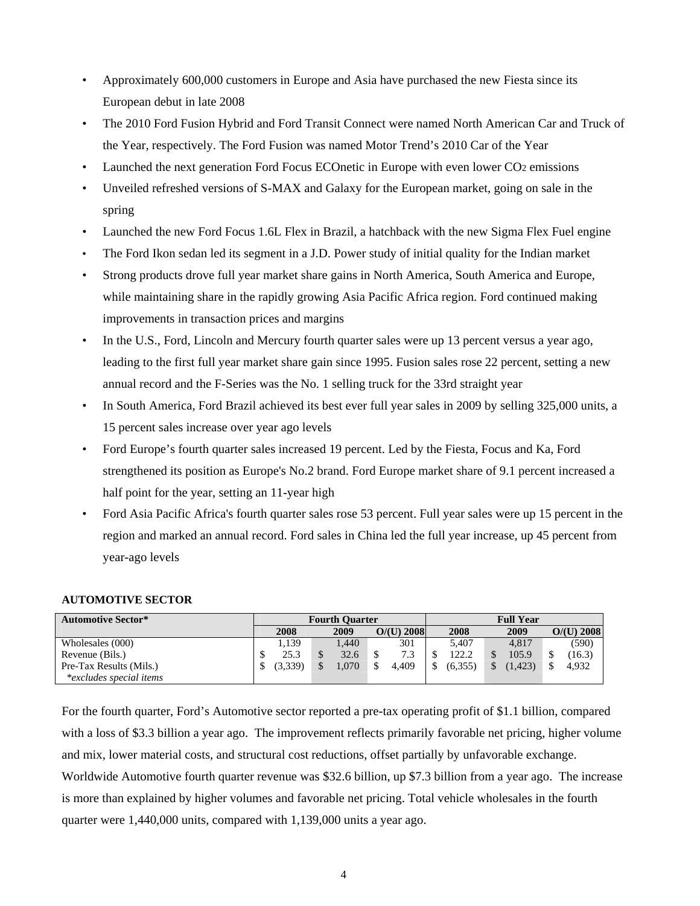- Approximately 600,000 customers in Europe and Asia have purchased the new Fiesta since its European debut in late 2008
- The 2010 Ford Fusion Hybrid and Ford Transit Connect were named North American Car and Truck of the Year, respectively. The Ford Fusion was named Motor Trend's 2010 Car of the Year
- Launched the next generation Ford Focus ECOnetic in Europe with even lower $CO_2$ emissions
- Unveiled refreshed versions of S-MAX and Galaxy for the European market, going on sale in the spring
- Launched the new Ford Focus 1.6L Flex in Brazil, a hatchback with the new Sigma Flex Fuel engine
- The Ford Ikon sedan led its segment in a J.D. Power study of initial quality for the Indian market
- Strong products drove full year market share gains in North America, South America and Europe, while maintaining share in the rapidly growing Asia Pacific Africa region. Ford continued making improvements in transaction prices and margins
- In the U.S., Ford, Lincoln and Mercury fourth quarter sales were up 13 percent versus a year ago, leading to the first full year market share gain since 1995. Fusion sales rose 22 percent, setting a new annual record and the F-Series was the No. 1 selling truck for the 33rd straight year
- In South America, Ford Brazil achieved its best ever full year sales in 2009 by selling 325,000 units, a 15 percent sales increase over year ago levels
- Ford Europe's fourth quarter sales increased 19 percent. Led by the Fiesta, Focus and Ka, Ford strengthened its position as Europe's No.2 brand. Ford Europe market share of 9.1 percent increased a half point for the year, setting an 11-year high
- Ford Asia Pacific Africa's fourth quarter sales rose 53 percent. Full year sales were up 15 percent in the region and marked an annual record. Ford sales in China led the full year increase, up 45 percent from year-ago levels

**AUTOMOTIVE SECTOR**

| **Automotive Sector*** | **Fourth Quarter** | | | **Full Year** | | |
|---|---|---|---|---|---|---|
| | **2008** | **2009** | **O/(U) 2008** | **2008** | **2009** | **O/(U) 2008** |
| Wholesales (000) | 1,139 | 1,440 | 301 | 5,407 | 4,817 | (590) |
| Revenue (Bils.) | $ 25.3 | $ 32.6 | $ 7.3 | $ 122.2 | $ 105.9 | $ (16.3) |
| Pre-Tax Results (Mils.) | $ (3,339) | $ 1,070 | $ 4,409 | $ (6,355) | $ (1,423) | $ 4,932 |
| *\*excludes special items* | | | | | | |

For the fourth quarter, Ford's Automotive sector reported a pre-tax operating profit of $1.1 billion, compared with a loss of $3.3 billion a year ago. The improvement reflects primarily favorable net pricing, higher volume and mix, lower material costs, and structural cost reductions, offset partially by unfavorable exchange. Worldwide Automotive fourth quarter revenue was $32.6 billion, up $7.3 billion from a year ago. The increase is more than explained by higher volumes and favorable net pricing. Total vehicle wholesales in the fourth quarter were 1,440,000 units, compared with 1,139,000 units a year ago.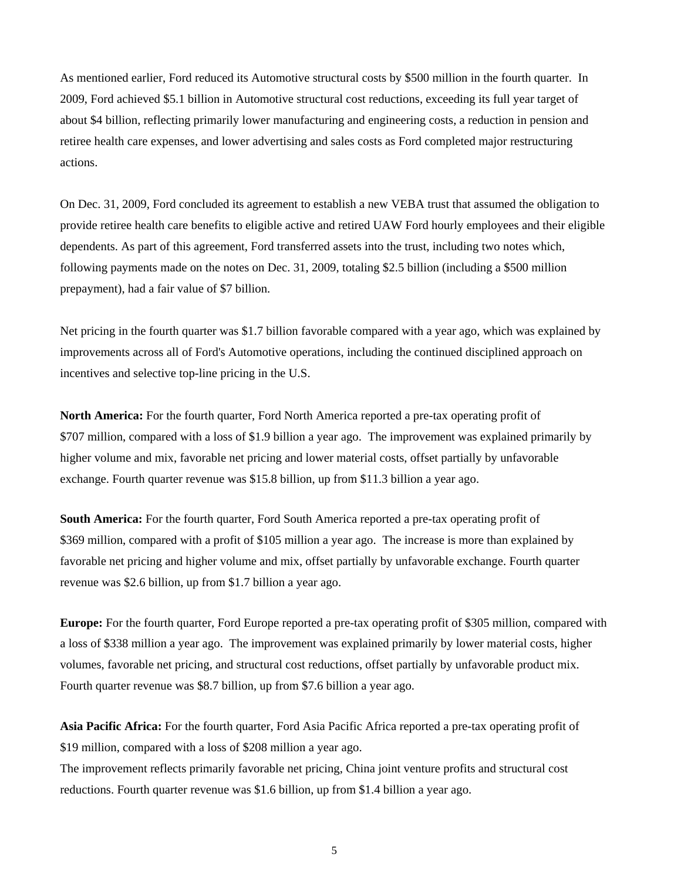As mentioned earlier, Ford reduced its Automotive structural costs by $500 million in the fourth quarter. In 2009, Ford achieved $5.1 billion in Automotive structural cost reductions, exceeding its full year target of about $4 billion, reflecting primarily lower manufacturing and engineering costs, a reduction in pension and retiree health care expenses, and lower advertising and sales costs as Ford completed major restructuring actions.

On Dec. 31, 2009, Ford concluded its agreement to establish a new VEBA trust that assumed the obligation to provide retiree health care benefits to eligible active and retired UAW Ford hourly employees and their eligible dependents. As part of this agreement, Ford transferred assets into the trust, including two notes which, following payments made on the notes on Dec. 31, 2009, totaling $2.5 billion (including a $500 million prepayment), had a fair value of $7 billion.

Net pricing in the fourth quarter was $1.7 billion favorable compared with a year ago, which was explained by improvements across all of Ford's Automotive operations, including the continued disciplined approach on incentives and selective top-line pricing in the U.S.

**North America:** For the fourth quarter, Ford North America reported a pre-tax operating profit of $707 million, compared with a loss of $1.9 billion a year ago. The improvement was explained primarily by higher volume and mix, favorable net pricing and lower material costs, offset partially by unfavorable exchange. Fourth quarter revenue was $15.8 billion, up from $11.3 billion a year ago.

**South America:** For the fourth quarter, Ford South America reported a pre-tax operating profit of $369 million, compared with a profit of $105 million a year ago. The increase is more than explained by favorable net pricing and higher volume and mix, offset partially by unfavorable exchange. Fourth quarter revenue was $2.6 billion, up from $1.7 billion a year ago.

**Europe:** For the fourth quarter, Ford Europe reported a pre-tax operating profit of $305 million, compared with a loss of $338 million a year ago. The improvement was explained primarily by lower material costs, higher volumes, favorable net pricing, and structural cost reductions, offset partially by unfavorable product mix. Fourth quarter revenue was $8.7 billion, up from $7.6 billion a year ago.

**Asia Pacific Africa:** For the fourth quarter, Ford Asia Pacific Africa reported a pre-tax operating profit of $19 million, compared with a loss of $208 million a year ago.
The improvement reflects primarily favorable net pricing, China joint venture profits and structural cost reductions. Fourth quarter revenue was $1.6 billion, up from $1.4 billion a year ago.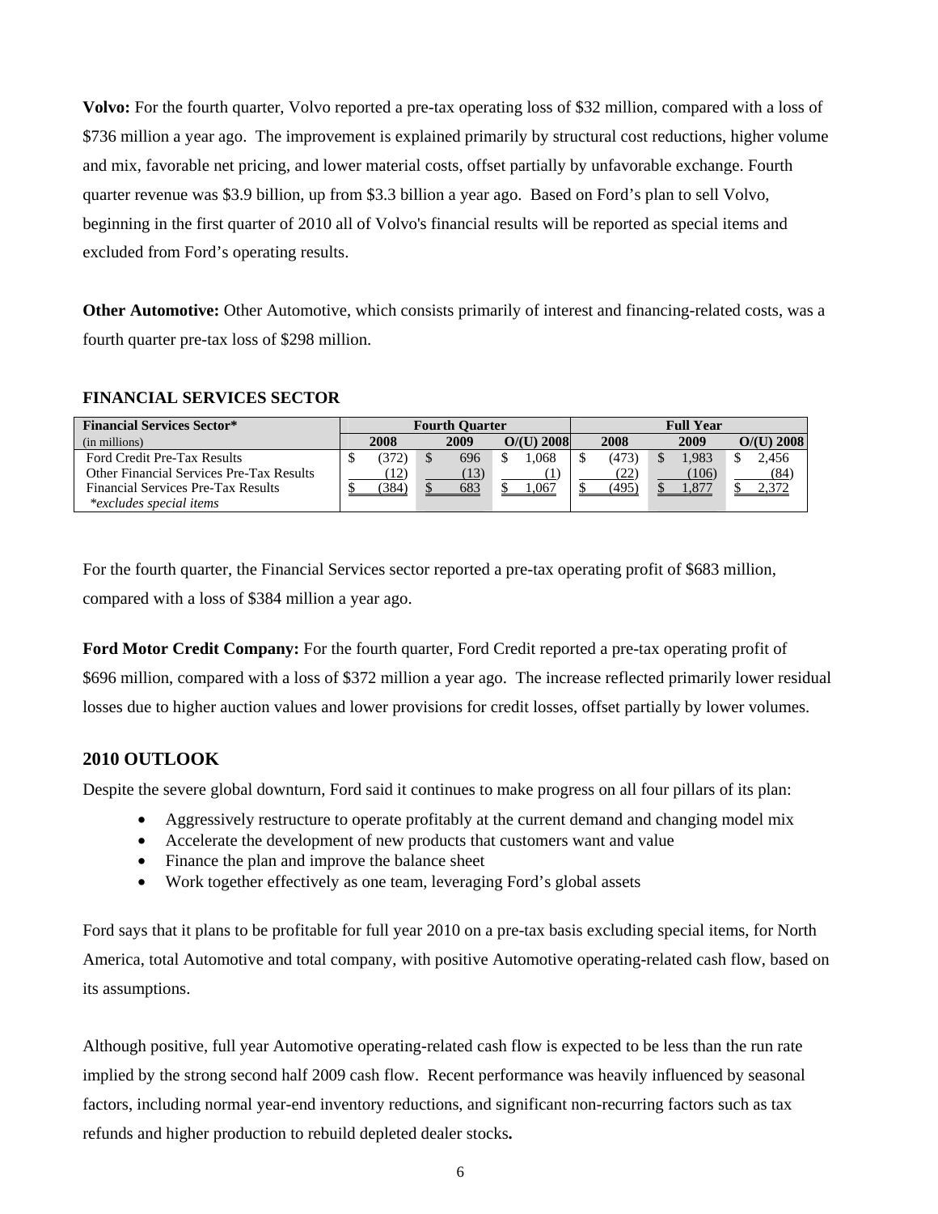**Volvo:** For the fourth quarter, Volvo reported a pre-tax operating loss of $32 million, compared with a loss of $736 million a year ago. The improvement is explained primarily by structural cost reductions, higher volume and mix, favorable net pricing, and lower material costs, offset partially by unfavorable exchange. Fourth quarter revenue was $3.9 billion, up from $3.3 billion a year ago. Based on Ford's plan to sell Volvo, beginning in the first quarter of 2010 all of Volvo's financial results will be reported as special items and excluded from Ford's operating results.

**Other Automotive:** Other Automotive, which consists primarily of interest and financing-related costs, was a fourth quarter pre-tax loss of $298 million.

### FINANCIAL SERVICES SECTOR

| **Financial Services Sector*** | **Fourth Quarter** | | | **Full Year** | | |
|---|---|---|---|---|---|---|
| (in millions) | **2008** | **2009** | **O/(U) 2008** | **2008** | **2009** | **O/(U) 2008** |
| Ford Credit Pre-Tax Results | $ (372) | $ 696 | $ 1,068 | $ (473) | $ 1,983 | $ 2,456 |
| Other Financial Services Pre-Tax Results | (12) | (13) | (1) | (22) | (106) | (84) |
| Financial Services Pre-Tax Results | $ (384) | $ 683 | $ 1,067 | $ (495) | $ 1,877 | $ 2,372 |
| *excludes special items* | | | | | | |

For the fourth quarter, the Financial Services sector reported a pre-tax operating profit of $683 million, compared with a loss of $384 million a year ago.

**Ford Motor Credit Company:** For the fourth quarter, Ford Credit reported a pre-tax operating profit of $696 million, compared with a loss of $372 million a year ago. The increase reflected primarily lower residual losses due to higher auction values and lower provisions for credit losses, offset partially by lower volumes.

## 2010 OUTLOOK

Despite the severe global downturn, Ford said it continues to make progress on all four pillars of its plan:

- Aggressively restructure to operate profitably at the current demand and changing model mix
- Accelerate the development of new products that customers want and value
- Finance the plan and improve the balance sheet
- Work together effectively as one team, leveraging Ford's global assets

Ford says that it plans to be profitable for full year 2010 on a pre-tax basis excluding special items, for North America, total Automotive and total company, with positive Automotive operating-related cash flow, based on its assumptions.

Although positive, full year Automotive operating-related cash flow is expected to be less than the run rate implied by the strong second half 2009 cash flow. Recent performance was heavily influenced by seasonal factors, including normal year-end inventory reductions, and significant non-recurring factors such as tax refunds and higher production to rebuild depleted dealer stocks**.**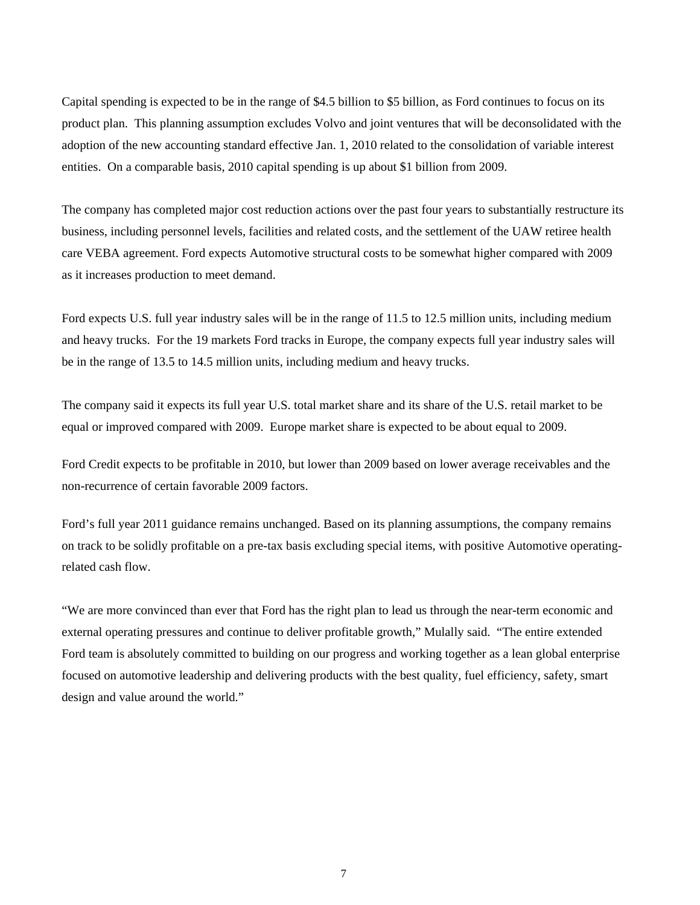Capital spending is expected to be in the range of $4.5 billion to $5 billion, as Ford continues to focus on its product plan. This planning assumption excludes Volvo and joint ventures that will be deconsolidated with the adoption of the new accounting standard effective Jan. 1, 2010 related to the consolidation of variable interest entities. On a comparable basis, 2010 capital spending is up about $1 billion from 2009.

The company has completed major cost reduction actions over the past four years to substantially restructure its business, including personnel levels, facilities and related costs, and the settlement of the UAW retiree health care VEBA agreement. Ford expects Automotive structural costs to be somewhat higher compared with 2009 as it increases production to meet demand.

Ford expects U.S. full year industry sales will be in the range of 11.5 to 12.5 million units, including medium and heavy trucks. For the 19 markets Ford tracks in Europe, the company expects full year industry sales will be in the range of 13.5 to 14.5 million units, including medium and heavy trucks.

The company said it expects its full year U.S. total market share and its share of the U.S. retail market to be equal or improved compared with 2009. Europe market share is expected to be about equal to 2009.

Ford Credit expects to be profitable in 2010, but lower than 2009 based on lower average receivables and the non-recurrence of certain favorable 2009 factors.

Ford's full year 2011 guidance remains unchanged. Based on its planning assumptions, the company remains on track to be solidly profitable on a pre-tax basis excluding special items, with positive Automotive operating-related cash flow.

"We are more convinced than ever that Ford has the right plan to lead us through the near-term economic and external operating pressures and continue to deliver profitable growth," Mulally said. "The entire extended Ford team is absolutely committed to building on our progress and working together as a lean global enterprise focused on automotive leadership and delivering products with the best quality, fuel efficiency, safety, smart design and value around the world."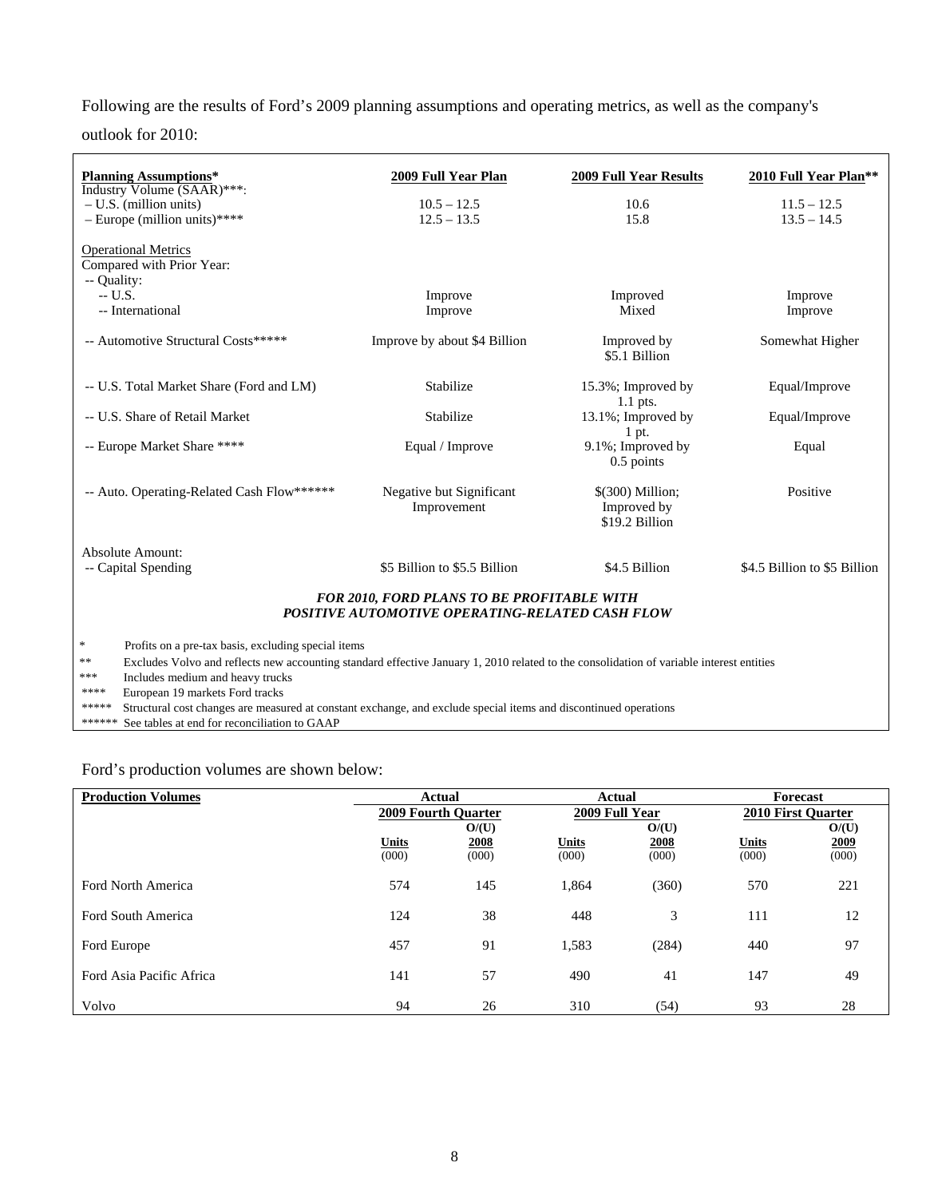Following are the results of Ford's 2009 planning assumptions and operating metrics, as well as the company's outlook for 2010:

| Planning Assumptions* | 2009 Full Year Plan | 2009 Full Year Results | 2010 Full Year Plan** |
|---|---|---|---|
| Industry Volume (SAAR)***: | | | |
| – U.S. (million units) | 10.5 – 12.5 | 10.6 | 11.5 – 12.5 |
| – Europe (million units)**** | 12.5 – 13.5 | 15.8 | 13.5 – 14.5 |
| Operational Metrics | | | |
| Compared with Prior Year: | | | |
| -- Quality: | | | |
| -- U.S. | Improve | Improved | Improve |
| -- International | Improve | Mixed | Improve |
| -- Automotive Structural Costs***** | Improve by about $4 Billion | Improved by $5.1 Billion | Somewhat Higher |
| -- U.S. Total Market Share (Ford and LM) | Stabilize | 15.3%; Improved by 1.1 pts. | Equal/Improve |
| -- U.S. Share of Retail Market | Stabilize | 13.1%; Improved by 1 pt. | Equal/Improve |
| -- Europe Market Share **** | Equal / Improve | 9.1%; Improved by 0.5 points | Equal |
| -- Auto. Operating-Related Cash Flow****** | Negative but Significant Improvement | $(300) Million; Improved by $19.2 Billion | Positive |
| Absolute Amount: | | | |
| -- Capital Spending | $5 Billion to $5.5 Billion | $4.5 Billion | $4.5 Billion to $5 Billion |

***FOR 2010, FORD PLANS TO BE PROFITABLE WITH POSITIVE AUTOMOTIVE OPERATING-RELATED CASH FLOW***

\* Profits on a pre-tax basis, excluding special items
** Excludes Volvo and reflects new accounting standard effective January 1, 2010 related to the consolidation of variable interest entities
*** Includes medium and heavy trucks
**** European 19 markets Ford tracks
***** Structural cost changes are measured at constant exchange, and exclude special items and discontinued operations
****** See tables at end for reconciliation to GAAP

Ford's production volumes are shown below:

| Production Volumes | Actual | | Actual | | Forecast | |
|---|---|---|---|---|---|---|
| | 2009 Fourth Quarter | | 2009 Full Year | | 2010 First Quarter | |
| | Units (000) | O/(U) 2008 (000) | Units (000) | O/(U) 2008 (000) | Units (000) | O/(U) 2009 (000) |
| Ford North America | 574 | 145 | 1,864 | (360) | 570 | 221 |
| Ford South America | 124 | 38 | 448 | 3 | 111 | 12 |
| Ford Europe | 457 | 91 | 1,583 | (284) | 440 | 97 |
| Ford Asia Pacific Africa | 141 | 57 | 490 | 41 | 147 | 49 |
| Volvo | 94 | 26 | 310 | (54) | 93 | 28 |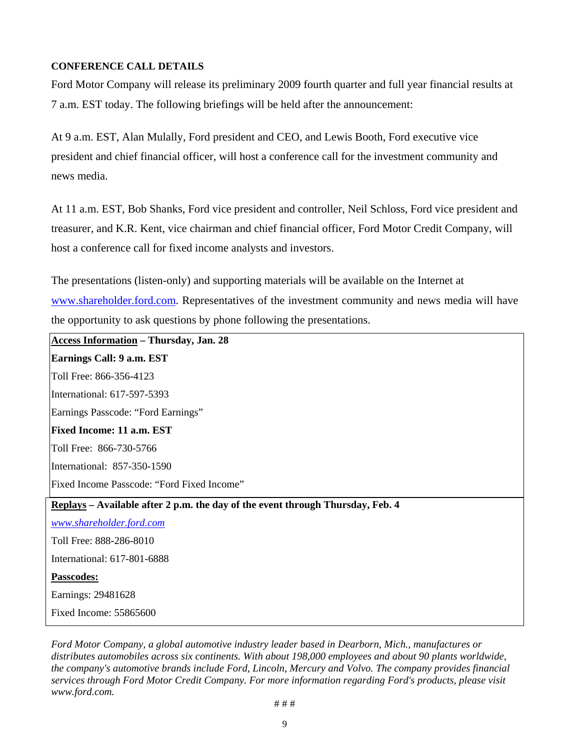**CONFERENCE CALL DETAILS**

Ford Motor Company will release its preliminary 2009 fourth quarter and full year financial results at 7 a.m. EST today. The following briefings will be held after the announcement:

At 9 a.m. EST, Alan Mulally, Ford president and CEO, and Lewis Booth, Ford executive vice president and chief financial officer, will host a conference call for the investment community and news media.

At 11 a.m. EST, Bob Shanks, Ford vice president and controller, Neil Schloss, Ford vice president and treasurer, and K.R. Kent, vice chairman and chief financial officer, Ford Motor Credit Company, will host a conference call for fixed income analysts and investors.

The presentations (listen-only) and supporting materials will be available on the Internet at www.shareholder.ford.com. Representatives of the investment community and news media will have the opportunity to ask questions by phone following the presentations.

**Access Information – Thursday, Jan. 28**

**Earnings Call: 9 a.m. EST**

Toll Free: 866-356-4123

International: 617-597-5393

Earnings Passcode: "Ford Earnings"

**Fixed Income: 11 a.m. EST**

Toll Free: 866-730-5766

International: 857-350-1590

Fixed Income Passcode: "Ford Fixed Income"

**Replays – Available after 2 p.m. the day of the event through Thursday, Feb. 4**

*www.shareholder.ford.com*

Toll Free: 888-286-8010

International: 617-801-6888

**Passcodes:**

Earnings: 29481628

Fixed Income: 55865600

*Ford Motor Company, a global automotive industry leader based in Dearborn, Mich., manufactures or distributes automobiles across six continents. With about 198,000 employees and about 90 plants worldwide, the company's automotive brands include Ford, Lincoln, Mercury and Volvo. The company provides financial services through Ford Motor Credit Company. For more information regarding Ford's products, please visit www.ford.com.*

# # #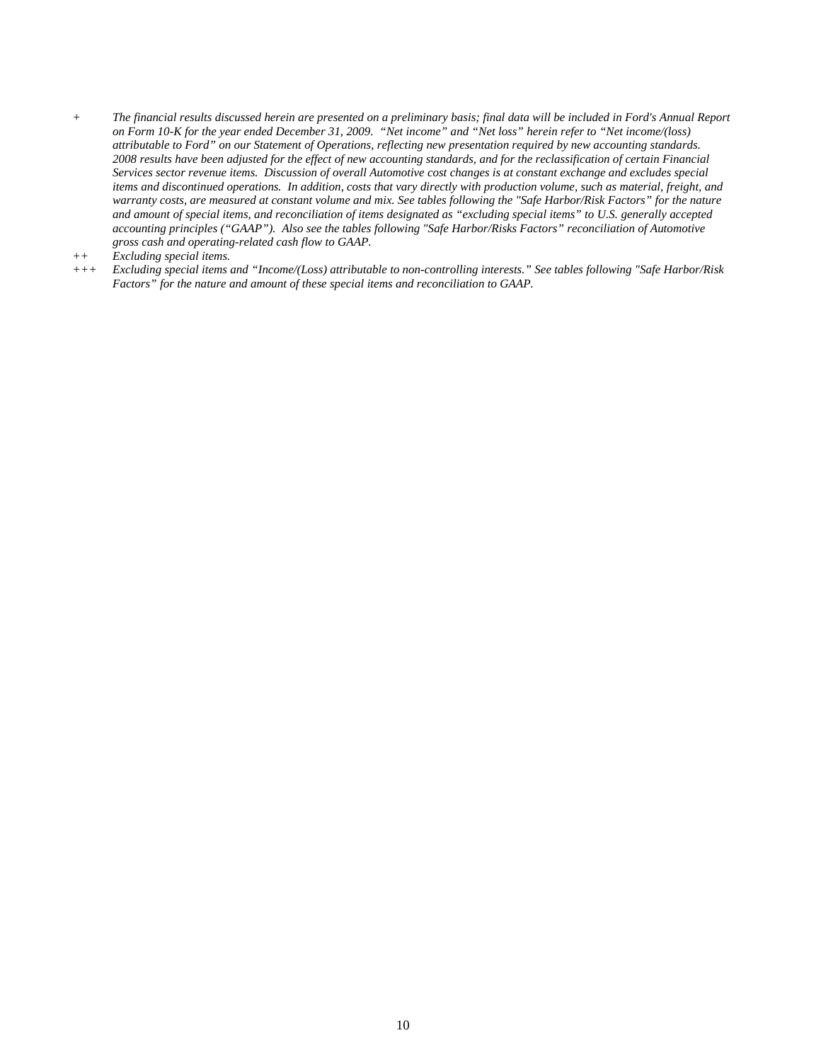\+ *The financial results discussed herein are presented on a preliminary basis; final data will be included in Ford's Annual Report on Form 10-K for the year ended December 31, 2009. "Net income" and "Net loss" herein refer to "Net income/(loss) attributable to Ford" on our Statement of Operations, reflecting new presentation required by new accounting standards. 2008 results have been adjusted for the effect of new accounting standards, and for the reclassification of certain Financial Services sector revenue items. Discussion of overall Automotive cost changes is at constant exchange and excludes special items and discontinued operations. In addition, costs that vary directly with production volume, such as material, freight, and warranty costs, are measured at constant volume and mix. See tables following the "Safe Harbor/Risk Factors" for the nature and amount of special items, and reconciliation of items designated as "excluding special items" to U.S. generally accepted accounting principles ("GAAP"). Also see the tables following "Safe Harbor/Risks Factors" reconciliation of Automotive gross cash and operating-related cash flow to GAAP.*

++ *Excluding special items.*

+++ *Excluding special items and "Income/(Loss) attributable to non-controlling interests." See tables following "Safe Harbor/Risk Factors" for the nature and amount of these special items and reconciliation to GAAP.*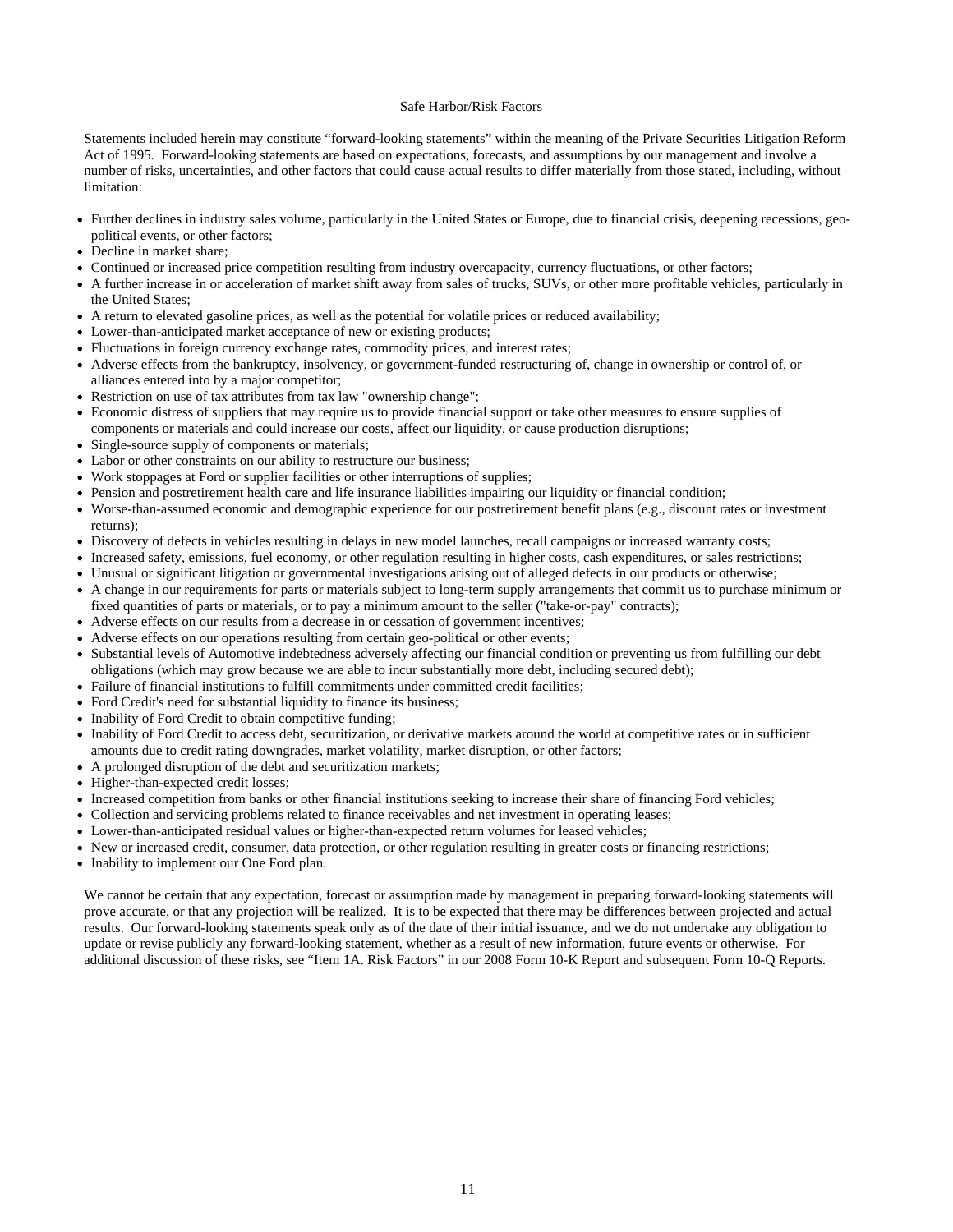## Safe Harbor/Risk Factors

Statements included herein may constitute "forward-looking statements" within the meaning of the Private Securities Litigation Reform Act of 1995. Forward-looking statements are based on expectations, forecasts, and assumptions by our management and involve a number of risks, uncertainties, and other factors that could cause actual results to differ materially from those stated, including, without limitation:

- Further declines in industry sales volume, particularly in the United States or Europe, due to financial crisis, deepening recessions, geo-political events, or other factors;
- Decline in market share;
- Continued or increased price competition resulting from industry overcapacity, currency fluctuations, or other factors;
- A further increase in or acceleration of market shift away from sales of trucks, SUVs, or other more profitable vehicles, particularly in the United States;
- A return to elevated gasoline prices, as well as the potential for volatile prices or reduced availability;
- Lower-than-anticipated market acceptance of new or existing products;
- Fluctuations in foreign currency exchange rates, commodity prices, and interest rates;
- Adverse effects from the bankruptcy, insolvency, or government-funded restructuring of, change in ownership or control of, or alliances entered into by a major competitor;
- Restriction on use of tax attributes from tax law "ownership change";
- Economic distress of suppliers that may require us to provide financial support or take other measures to ensure supplies of components or materials and could increase our costs, affect our liquidity, or cause production disruptions;
- Single-source supply of components or materials;
- Labor or other constraints on our ability to restructure our business;
- Work stoppages at Ford or supplier facilities or other interruptions of supplies;
- Pension and postretirement health care and life insurance liabilities impairing our liquidity or financial condition;
- Worse-than-assumed economic and demographic experience for our postretirement benefit plans (e.g., discount rates or investment returns);
- Discovery of defects in vehicles resulting in delays in new model launches, recall campaigns or increased warranty costs;
- Increased safety, emissions, fuel economy, or other regulation resulting in higher costs, cash expenditures, or sales restrictions;
- Unusual or significant litigation or governmental investigations arising out of alleged defects in our products or otherwise;
- A change in our requirements for parts or materials subject to long-term supply arrangements that commit us to purchase minimum or fixed quantities of parts or materials, or to pay a minimum amount to the seller ("take-or-pay" contracts);
- Adverse effects on our results from a decrease in or cessation of government incentives;
- Adverse effects on our operations resulting from certain geo-political or other events;
- Substantial levels of Automotive indebtedness adversely affecting our financial condition or preventing us from fulfilling our debt obligations (which may grow because we are able to incur substantially more debt, including secured debt);
- Failure of financial institutions to fulfill commitments under committed credit facilities;
- Ford Credit's need for substantial liquidity to finance its business;
- Inability of Ford Credit to obtain competitive funding;
- Inability of Ford Credit to access debt, securitization, or derivative markets around the world at competitive rates or in sufficient amounts due to credit rating downgrades, market volatility, market disruption, or other factors;
- A prolonged disruption of the debt and securitization markets;
- Higher-than-expected credit losses;
- Increased competition from banks or other financial institutions seeking to increase their share of financing Ford vehicles;
- Collection and servicing problems related to finance receivables and net investment in operating leases;
- Lower-than-anticipated residual values or higher-than-expected return volumes for leased vehicles;
- New or increased credit, consumer, data protection, or other regulation resulting in greater costs or financing restrictions;
- Inability to implement our One Ford plan.

We cannot be certain that any expectation, forecast or assumption made by management in preparing forward-looking statements will prove accurate, or that any projection will be realized. It is to be expected that there may be differences between projected and actual results. Our forward-looking statements speak only as of the date of their initial issuance, and we do not undertake any obligation to update or revise publicly any forward-looking statement, whether as a result of new information, future events or otherwise. For additional discussion of these risks, see "Item 1A. Risk Factors" in our 2008 Form 10-K Report and subsequent Form 10-Q Reports.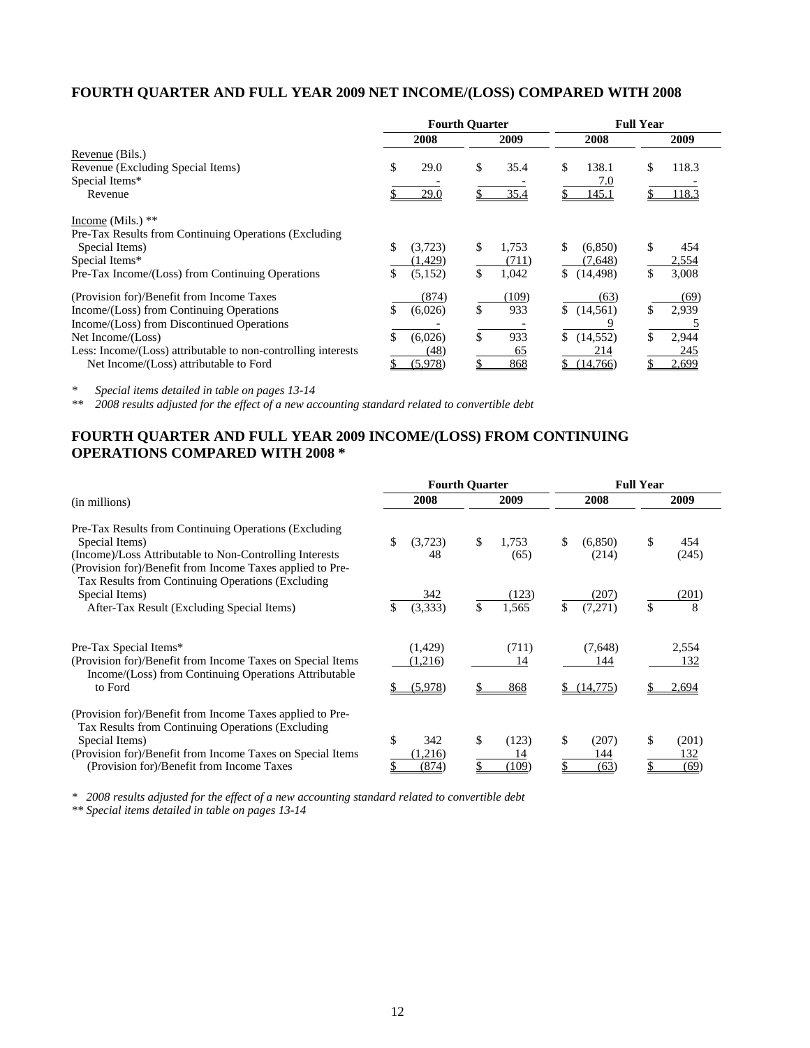## FOURTH QUARTER AND FULL YEAR 2009 NET INCOME/(LOSS) COMPARED WITH 2008

| | Fourth Quarter | | Full Year | |
|---|---|---|---|---|
| | 2008 | 2009 | 2008 | 2009 |
| Revenue (Bils.) | | | | |
| Revenue (Excluding Special Items) | $ 29.0 | $ 35.4 | $ 138.1 | $ 118.3 |
| Special Items* | - | - | 7.0 | - |
| Revenue | $ 29.0 | $ 35.4 | $ 145.1 | $ 118.3 |
| Income (Mils.) ** | | | | |
| Pre-Tax Results from Continuing Operations (Excluding Special Items) | $ (3,723) | $ 1,753 | $ (6,850) | $ 454 |
| Special Items* | (1,429) | (711) | (7,648) | 2,554 |
| Pre-Tax Income/(Loss) from Continuing Operations | $ (5,152) | $ 1,042 | $ (14,498) | $ 3,008 |
| (Provision for)/Benefit from Income Taxes | (874) | (109) | (63) | (69) |
| Income/(Loss) from Continuing Operations | $ (6,026) | $ 933 | $ (14,561) | $ 2,939 |
| Income/(Loss) from Discontinued Operations | - | - | 9 | 5 |
| Net Income/(Loss) | $ (6,026) | $ 933 | $ (14,552) | $ 2,944 |
| Less: Income/(Loss) attributable to non-controlling interests | (48) | 65 | 214 | 245 |
| Net Income/(Loss) attributable to Ford | $ (5,978) | $ 868 | $ (14,766) | $ 2,699 |

* *Special items detailed in table on pages 13-14*

** *2008 results adjusted for the effect of a new accounting standard related to convertible debt*

## FOURTH QUARTER AND FULL YEAR 2009 INCOME/(LOSS) FROM CONTINUING OPERATIONS COMPARED WITH 2008 *

| (in millions) | Fourth Quarter | | Full Year | |
|---|---|---|---|---|
| | 2008 | 2009 | 2008 | 2009 |
| Pre-Tax Results from Continuing Operations (Excluding Special Items) | $ (3,723) | $ 1,753 | $ (6,850) | $ 454 |
| (Income)/Loss Attributable to Non-Controlling Interests | 48 | (65) | (214) | (245) |
| (Provision for)/Benefit from Income Taxes applied to Pre-Tax Results from Continuing Operations (Excluding Special Items) | 342 | (123) | (207) | (201) |
| After-Tax Result (Excluding Special Items) | $ (3,333) | $ 1,565 | $ (7,271) | $ 8 |
| Pre-Tax Special Items* | (1,429) | (711) | (7,648) | 2,554 |
| (Provision for)/Benefit from Income Taxes on Special Items | (1,216) | 14 | 144 | 132 |
| Income/(Loss) from Continuing Operations Attributable to Ford | $ (5,978) | $ 868 | $ (14,775) | $ 2,694 |
| (Provision for)/Benefit from Income Taxes applied to Pre-Tax Results from Continuing Operations (Excluding Special Items) | $ 342 | $ (123) | $ (207) | $ (201) |
| (Provision for)/Benefit from Income Taxes on Special Items | (1,216) | 14 | 144 | 132 |
| (Provision for)/Benefit from Income Taxes | $ (874) | $ (109) | $ (63) | $ (69) |

* *2008 results adjusted for the effect of a new accounting standard related to convertible debt*

** *Special items detailed in table on pages 13-14*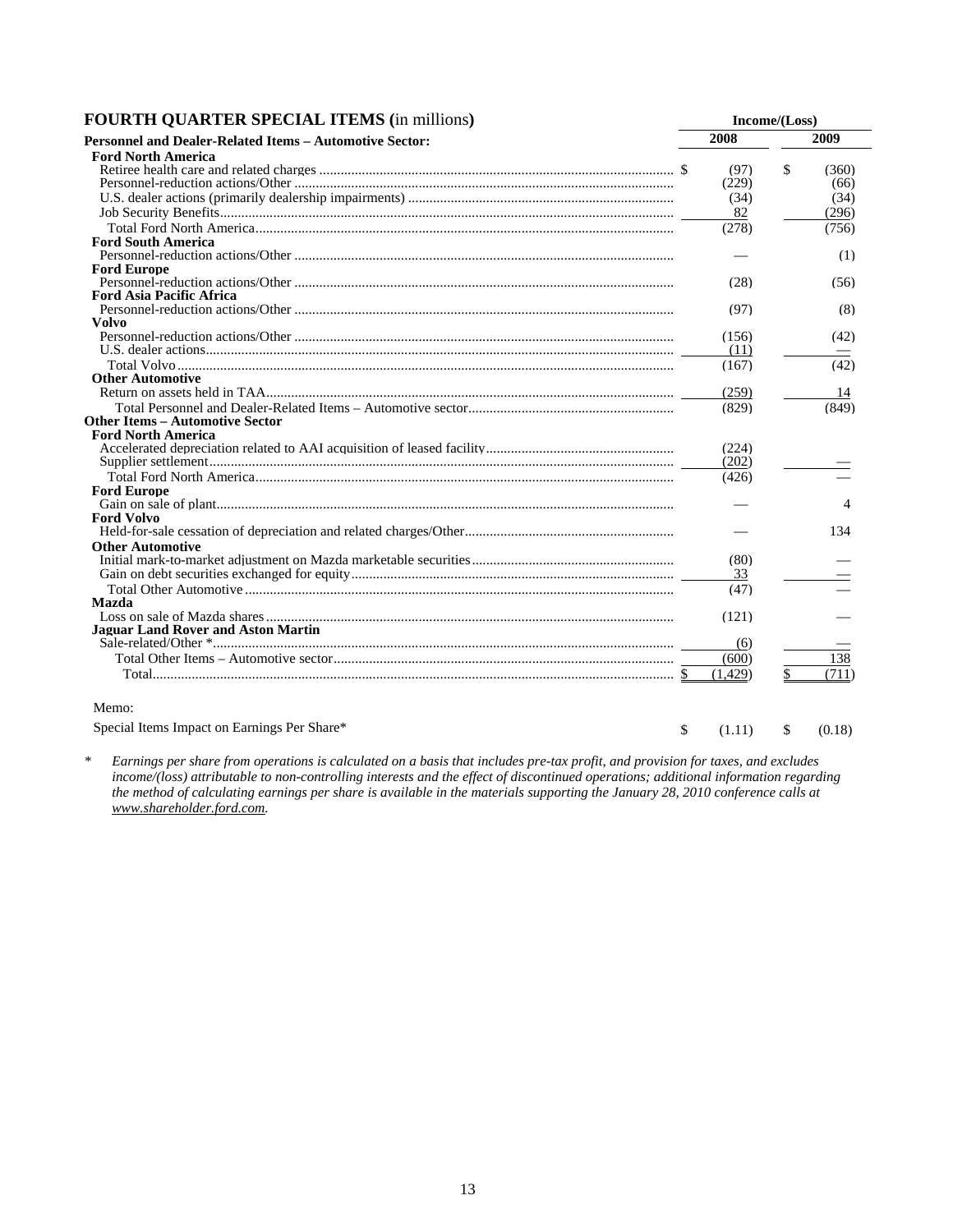## FOURTH QUARTER SPECIAL ITEMS (in millions)

| | Income/(Loss) 2008 | Income/(Loss) 2009 |
|---|---|---|
| **Personnel and Dealer-Related Items – Automotive Sector:** | | |
| **Ford North America** | | |
| Retiree health care and related charges | $ (97) | $ (360) |
| Personnel-reduction actions/Other | (229) | (66) |
| U.S. dealer actions (primarily dealership impairments) | (34) | (34) |
| Job Security Benefits | 82 | (296) |
| Total Ford North America | (278) | (756) |
| **Ford South America** | | |
| Personnel-reduction actions/Other | — | (1) |
| **Ford Europe** | | |
| Personnel-reduction actions/Other | (28) | (56) |
| **Ford Asia Pacific Africa** | | |
| Personnel-reduction actions/Other | (97) | (8) |
| **Volvo** | | |
| Personnel-reduction actions/Other | (156) | (42) |
| U.S. dealer actions | (11) | — |
| Total Volvo | (167) | (42) |
| **Other Automotive** | | |
| Return on assets held in TAA | (259) | 14 |
| Total Personnel and Dealer-Related Items – Automotive sector | (829) | (849) |
| **Other Items – Automotive Sector** | | |
| **Ford North America** | | |
| Accelerated depreciation related to AAI acquisition of leased facility | (224) | |
| Supplier settlement | (202) | — |
| Total Ford North America | (426) | — |
| **Ford Europe** | | |
| Gain on sale of plant | — | 4 |
| **Ford Volvo** | | |
| Held-for-sale cessation of depreciation and related charges/Other | — | 134 |
| **Other Automotive** | | |
| Initial mark-to-market adjustment on Mazda marketable securities | (80) | — |
| Gain on debt securities exchanged for equity | 33 | — |
| Total Other Automotive | (47) | — |
| **Mazda** | | |
| Loss on sale of Mazda shares | (121) | — |
| **Jaguar Land Rover and Aston Martin** | | |
| Sale-related/Other * | (6) | — |
| Total Other Items – Automotive sector | (600) | 138 |
| Total | $ (1,429) | $ (711) |
| | | |
| Memo: | | |
| Special Items Impact on Earnings Per Share* | $ (1.11) | $ (0.18) |

\* *Earnings per share from operations is calculated on a basis that includes pre-tax profit, and provision for taxes, and excludes income/(loss) attributable to non-controlling interests and the effect of discontinued operations; additional information regarding the method of calculating earnings per share is available in the materials supporting the January 28, 2010 conference calls at www.shareholder.ford.com.*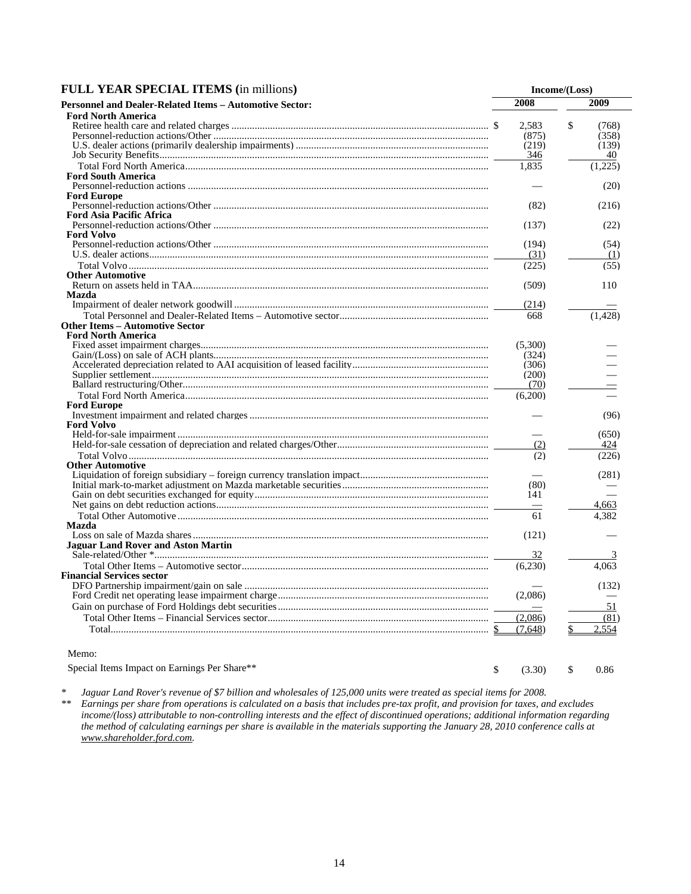## FULL YEAR SPECIAL ITEMS (in millions)

| | Income/(Loss) | |
|---|---|---|
| **Personnel and Dealer-Related Items – Automotive Sector:** | **2008** | **2009** |
| **Ford North America** | | |
| Retiree health care and related charges | $ 2,583 | $ (768) |
| Personnel-reduction actions/Other | (875) | (358) |
| U.S. dealer actions (primarily dealership impairments) | (219) | (139) |
| Job Security Benefits | 346 | 40 |
| Total Ford North America | 1,835 | (1,225) |
| **Ford South America** | | |
| Personnel-reduction actions | — | (20) |
| **Ford Europe** | | |
| Personnel-reduction actions/Other | (82) | (216) |
| **Ford Asia Pacific Africa** | | |
| Personnel-reduction actions/Other | (137) | (22) |
| **Ford Volvo** | | |
| Personnel-reduction actions/Other | (194) | (54) |
| U.S. dealer actions | (31) | (1) |
| Total Volvo | (225) | (55) |
| **Other Automotive** | | |
| Return on assets held in TAA | (509) | 110 |
| **Mazda** | | |
| Impairment of dealer network goodwill | (214) | — |
| Total Personnel and Dealer-Related Items – Automotive sector | 668 | (1,428) |
| **Other Items – Automotive Sector** | | |
| **Ford North America** | | |
| Fixed asset impairment charges | (5,300) | — |
| Gain/(Loss) on sale of ACH plants | (324) | — |
| Accelerated depreciation related to AAI acquisition of leased facility | (306) | — |
| Supplier settlement | (200) | — |
| Ballard restructuring/Other | (70) | — |
| Total Ford North America | (6,200) | — |
| **Ford Europe** | | |
| Investment impairment and related charges | — | (96) |
| **Ford Volvo** | | |
| Held-for-sale impairment | — | (650) |
| Held-for-sale cessation of depreciation and related charges/Other | (2) | 424 |
| Total Volvo | (2) | (226) |
| **Other Automotive** | | |
| Liquidation of foreign subsidiary – foreign currency translation impact | — | (281) |
| Initial mark-to-market adjustment on Mazda marketable securities | (80) | — |
| Gain on debt securities exchanged for equity | 141 | — |
| Net gains on debt reduction actions | — | 4,663 |
| Total Other Automotive | 61 | 4,382 |
| **Mazda** | | |
| Loss on sale of Mazda shares | (121) | — |
| **Jaguar Land Rover and Aston Martin** | | |
| Sale-related/Other * | 32 | 3 |
| Total Other Items – Automotive sector | (6,230) | 4,063 |
| **Financial Services sector** | | |
| DFO Partnership impairment/gain on sale | — | (132) |
| Ford Credit net operating lease impairment charge | (2,086) | — |
| Gain on purchase of Ford Holdings debt securities | — | 51 |
| Total Other Items – Financial Services sector | (2,086) | (81) |
| Total | $ (7,648) | $ 2,554 |

Memo:

| | 2008 | 2009 |
|---|---|---|
| Special Items Impact on Earnings Per Share** | $ (3.30) | $ 0.86 |

\* *Jaguar Land Rover's revenue of $7 billion and wholesales of 125,000 units were treated as special items for 2008.*

** *Earnings per share from operations is calculated on a basis that includes pre-tax profit, and provision for taxes, and excludes income/(loss) attributable to non-controlling interests and the effect of discontinued operations; additional information regarding the method of calculating earnings per share is available in the materials supporting the January 28, 2010 conference calls at www.shareholder.ford.com.*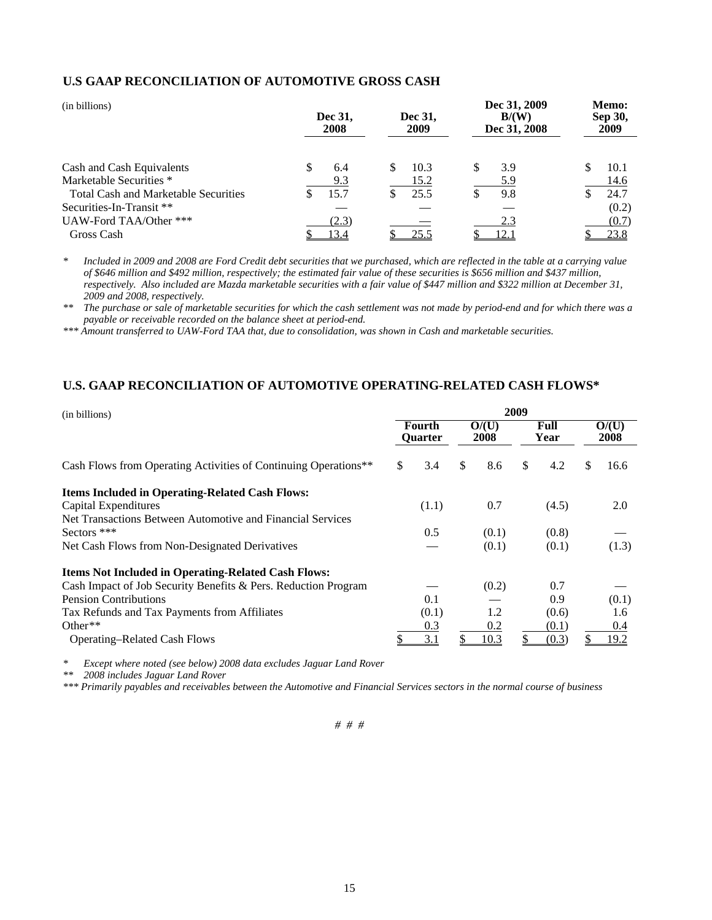## U.S GAAP RECONCILIATION OF AUTOMOTIVE GROSS CASH

| (in billions) | Dec 31, 2008 | Dec 31, 2009 | Dec 31, 2009 B/(W) Dec 31, 2008 | Memo: Sep 30, 2009 |
|---|---|---|---|---|
| Cash and Cash Equivalents | $ 6.4 | $ 10.3 | $ 3.9 | $ 10.1 |
| Marketable Securities * | 9.3 | 15.2 | 5.9 | 14.6 |
| Total Cash and Marketable Securities | $ 15.7 | $ 25.5 | $ 9.8 | $ 24.7 |
| Securities-In-Transit ** | — | — | — | (0.2) |
| UAW-Ford TAA/Other *** | (2.3) | — | 2.3 | (0.7) |
| Gross Cash | $ 13.4 | $ 25.5 | $ 12.1 | $ 23.8 |

*\* Included in 2009 and 2008 are Ford Credit debt securities that we purchased, which are reflected in the table at a carrying value of $646 million and $492 million, respectively; the estimated fair value of these securities is $656 million and $437 million, respectively. Also included are Mazda marketable securities with a fair value of $447 million and $322 million at December 31, 2009 and 2008, respectively.*

*\*\* The purchase or sale of marketable securities for which the cash settlement was not made by period-end and for which there was a payable or receivable recorded on the balance sheet at period-end.*

*\*\*\* Amount transferred to UAW-Ford TAA that, due to consolidation, was shown in Cash and marketable securities.*

## U.S. GAAP RECONCILIATION OF AUTOMOTIVE OPERATING-RELATED CASH FLOWS*

| (in billions) | 2009 Fourth Quarter | O/(U) 2008 | 2009 Full Year | O/(U) 2008 |
|---|---|---|---|---|
| Cash Flows from Operating Activities of Continuing Operations** | $ 3.4 | $ 8.6 | $ 4.2 | $ 16.6 |
| **Items Included in Operating-Related Cash Flows:** | | | | |
| Capital Expenditures | (1.1) | 0.7 | (4.5) | 2.0 |
| Net Transactions Between Automotive and Financial Services Sectors *** | 0.5 | (0.1) | (0.8) | — |
| Net Cash Flows from Non-Designated Derivatives | — | (0.1) | (0.1) | (1.3) |
| **Items Not Included in Operating-Related Cash Flows:** | | | | |
| Cash Impact of Job Security Benefits & Pers. Reduction Program | — | (0.2) | 0.7 | — |
| Pension Contributions | 0.1 | — | 0.9 | (0.1) |
| Tax Refunds and Tax Payments from Affiliates | (0.1) | 1.2 | (0.6) | 1.6 |
| Other** | 0.3 | 0.2 | (0.1) | 0.4 |
| Operating–Related Cash Flows | $ 3.1 | $ 10.3 | $ (0.3) | $ 19.2 |

*\* Except where noted (see below) 2008 data excludes Jaguar Land Rover*

*\*\* 2008 includes Jaguar Land Rover*

*\*\*\* Primarily payables and receivables between the Automotive and Financial Services sectors in the normal course of business*

# # #